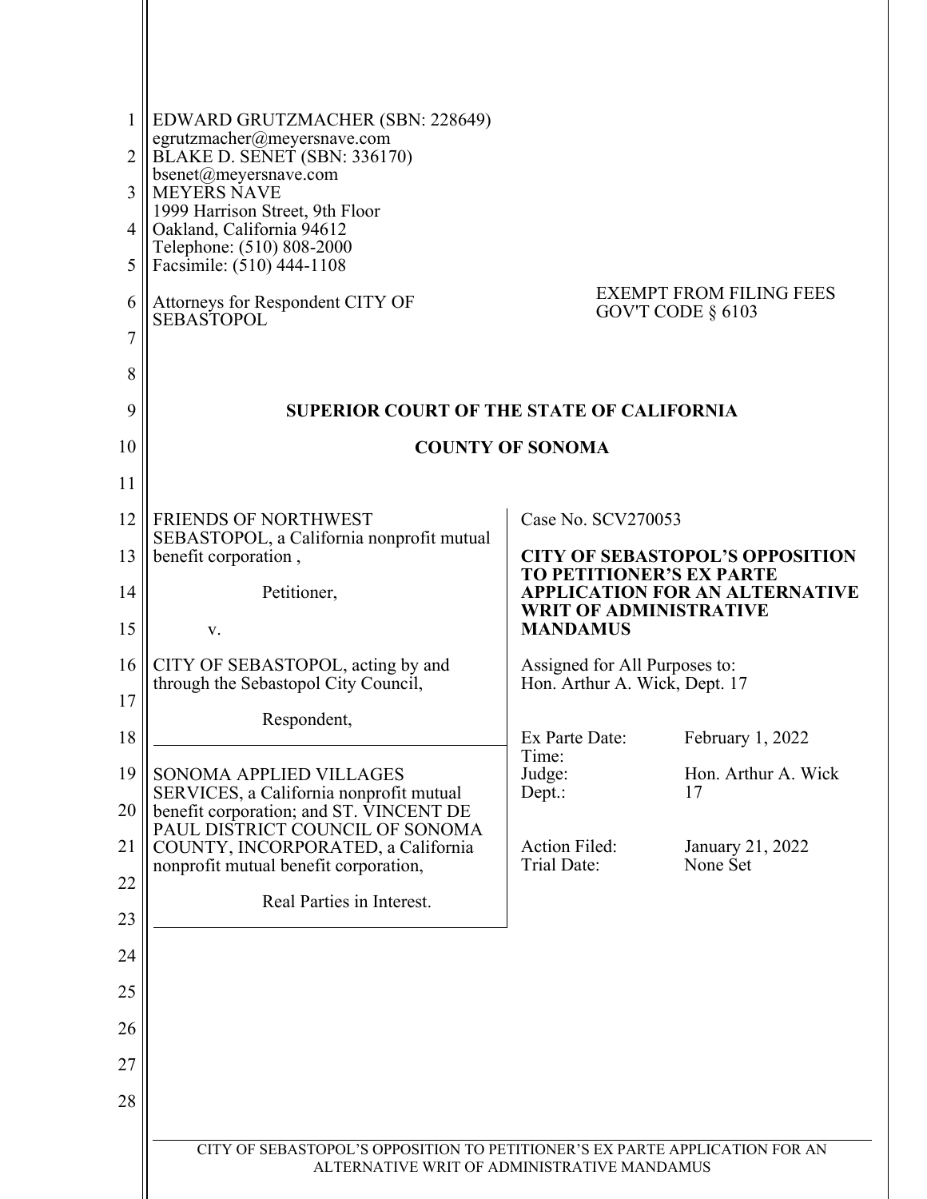EDWARD GRUTZMACHER (SBN: 228649)
egrutzmacher@meyersnave.com
BLAKE D. SENET (SBN: 336170)
bsenet@meyersnave.com
MEYERS NAVE
1999 Harrison Street, 9th Floor
Oakland, California 94612
Telephone: (510) 808-2000
Facsimile: (510) 444-1108

Attorneys for Respondent CITY OF SEBASTOPOL

EXEMPT FROM FILING FEES
GOV'T CODE § 6103

**SUPERIOR COURT OF THE STATE OF CALIFORNIA**

**COUNTY OF SONOMA**

FRIENDS OF NORTHWEST SEBASTOPOL, a California nonprofit mutual benefit corporation ,

Petitioner,

v.

CITY OF SEBASTOPOL, acting by and through the Sebastopol City Council,

Respondent,

SONOMA APPLIED VILLAGES SERVICES, a California nonprofit mutual benefit corporation; and ST. VINCENT DE PAUL DISTRICT COUNCIL OF SONOMA COUNTY, INCORPORATED, a California nonprofit mutual benefit corporation,

Real Parties in Interest.

Case No. SCV270053

**CITY OF SEBASTOPOL'S OPPOSITION TO PETITIONER'S EX PARTE APPLICATION FOR AN ALTERNATIVE WRIT OF ADMINISTRATIVE MANDAMUS**

Assigned for All Purposes to:
Hon. Arthur A. Wick, Dept. 17

| | |
|---|---|
| Ex Parte Date: | February 1, 2022 |
| Time: | |
| Judge: | Hon. Arthur A. Wick |
| Dept.: | 17 |
| | |
| Action Filed: | January 21, 2022 |
| Trial Date: | None Set |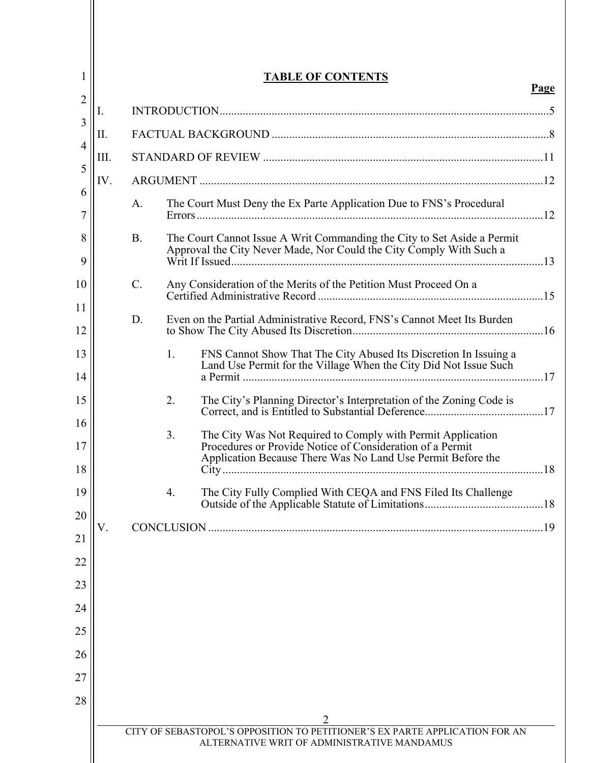# TABLE OF CONTENTS

**Page**

I. INTRODUCTION ..... 5

II. FACTUAL BACKGROUND ..... 8

III. STANDARD OF REVIEW ..... 11

IV. ARGUMENT ..... 12

- A. The Court Must Deny the Ex Parte Application Due to FNS's Procedural Errors ..... 12
- B. The Court Cannot Issue A Writ Commanding the City to Set Aside a Permit Approval the City Never Made, Nor Could the City Comply With Such a Writ If Issued ..... 13
- C. Any Consideration of the Merits of the Petition Must Proceed On a Certified Administrative Record ..... 15
- D. Even on the Partial Administrative Record, FNS's Cannot Meet Its Burden to Show The City Abused Its Discretion ..... 16
  1. FNS Cannot Show That The City Abused Its Discretion In Issuing a Land Use Permit for the Village When the City Did Not Issue Such a Permit ..... 17
  2. The City's Planning Director's Interpretation of the Zoning Code is Correct, and is Entitled to Substantial Deference ..... 17
  3. The City Was Not Required to Comply with Permit Application Procedures or Provide Notice of Consideration of a Permit Application Because There Was No Land Use Permit Before the City ..... 18
  4. The City Fully Complied With CEQA and FNS Filed Its Challenge Outside of the Applicable Statute of Limitations ..... 18

V. CONCLUSION ..... 19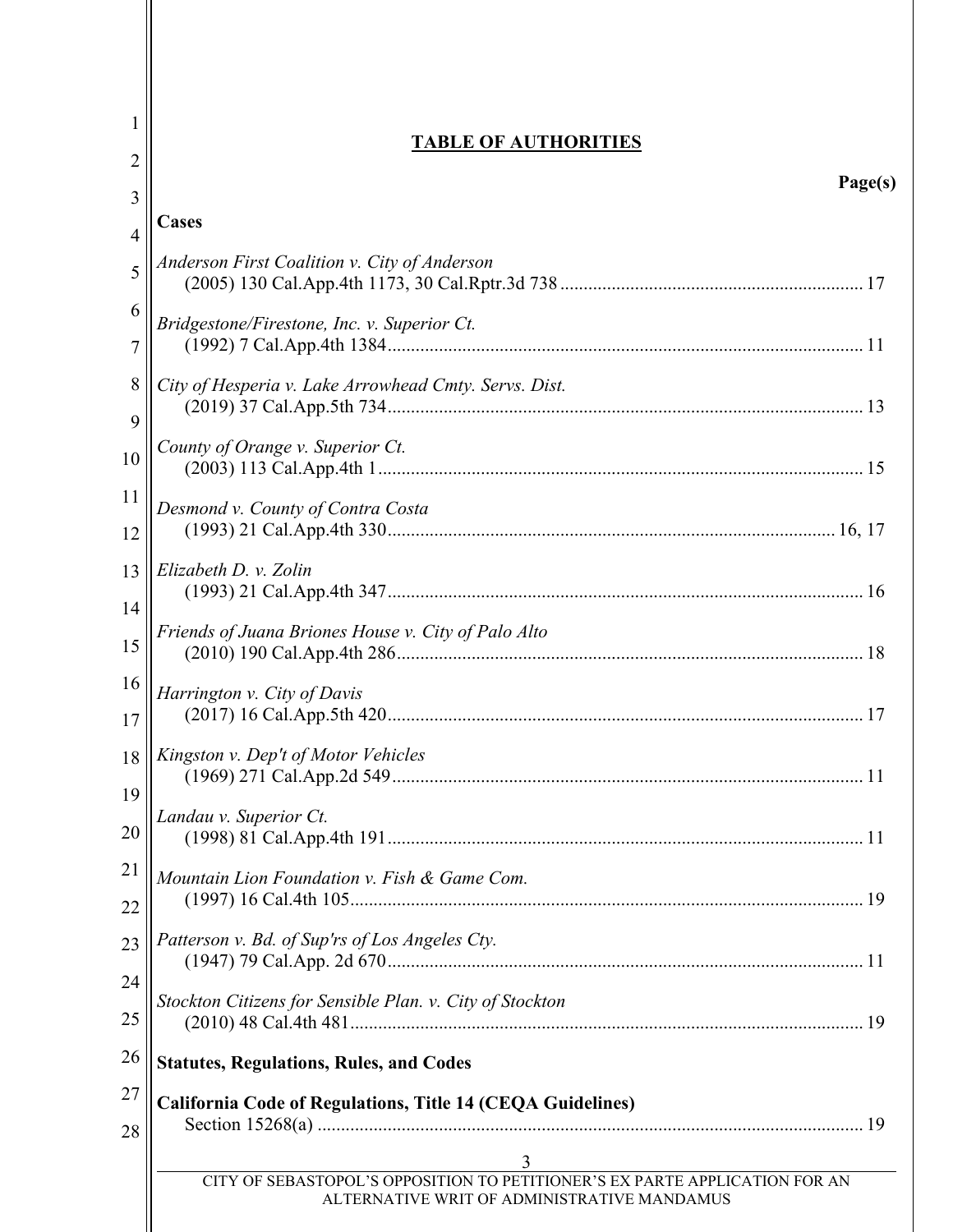## TABLE OF AUTHORITIES

**Page(s)**

**Cases**

*Anderson First Coalition v. City of Anderson*
(2005) 130 Cal.App.4th 1173, 30 Cal.Rptr.3d 738 .......... 17

*Bridgestone/Firestone, Inc. v. Superior Ct.*
(1992) 7 Cal.App.4th 1384 .......... 11

*City of Hesperia v. Lake Arrowhead Cmty. Servs. Dist.*
(2019) 37 Cal.App.5th 734 .......... 13

*County of Orange v. Superior Ct.*
(2003) 113 Cal.App.4th 1 .......... 15

*Desmond v. County of Contra Costa*
(1993) 21 Cal.App.4th 330 .......... 16, 17

*Elizabeth D. v. Zolin*
(1993) 21 Cal.App.4th 347 .......... 16

*Friends of Juana Briones House v. City of Palo Alto*
(2010) 190 Cal.App.4th 286 .......... 18

*Harrington v. City of Davis*
(2017) 16 Cal.App.5th 420 .......... 17

*Kingston v. Dep't of Motor Vehicles*
(1969) 271 Cal.App.2d 549 .......... 11

*Landau v. Superior Ct.*
(1998) 81 Cal.App.4th 191 .......... 11

*Mountain Lion Foundation v. Fish & Game Com.*
(1997) 16 Cal.4th 105 .......... 19

*Patterson v. Bd. of Sup'rs of Los Angeles Cty.*
(1947) 79 Cal.App. 2d 670 .......... 11

*Stockton Citizens for Sensible Plan. v. City of Stockton*
(2010) 48 Cal.4th 481 .......... 19

**Statutes, Regulations, Rules, and Codes**

**California Code of Regulations, Title 14 (CEQA Guidelines)**
Section 15268(a) .......... 19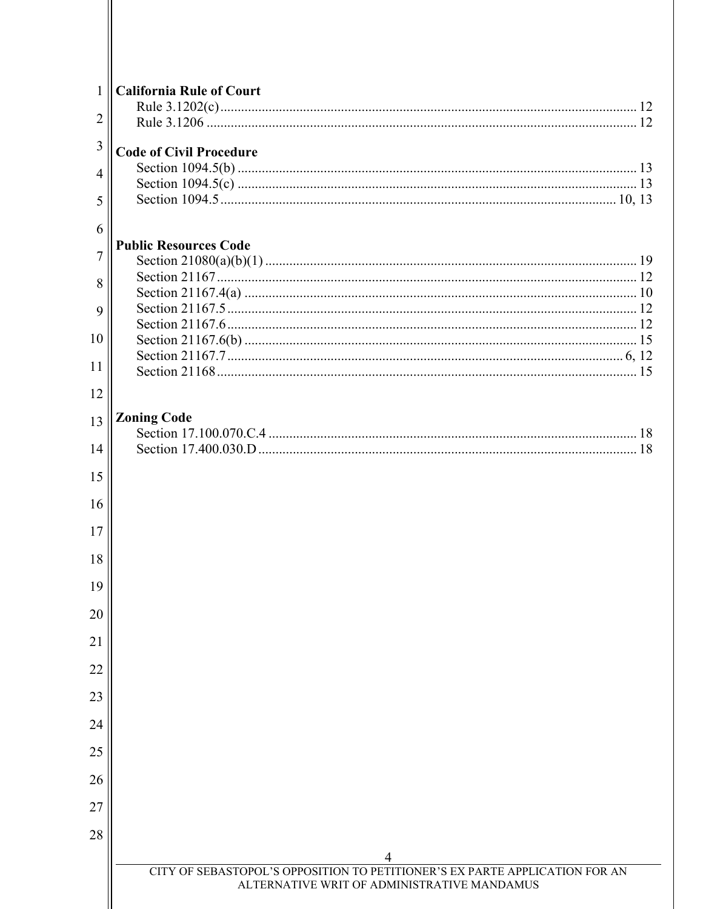**California Rule of Court**

Rule 3.1202(c) ........................................................................................................................ 12
Rule 3.1206 ............................................................................................................................ 12

**Code of Civil Procedure**

Section 1094.5(b) ................................................................................................................... 13
Section 1094.5(c) ................................................................................................................... 13
Section 1094.5 ................................................................................................................. 10, 13

**Public Resources Code**

Section 21080(a)(b)(1) ........................................................................................................... 19
Section 21167 ......................................................................................................................... 12
Section 21167.4(a) ................................................................................................................. 10
Section 21167.5 ...................................................................................................................... 12
Section 21167.6 ...................................................................................................................... 12
Section 21167.6(b) ................................................................................................................. 15
Section 21167.7 ................................................................................................................. 6, 12
Section 21168 ......................................................................................................................... 15

**Zoning Code**

Section 17.100.070.C.4 .......................................................................................................... 18
Section 17.400.030.D ............................................................................................................. 18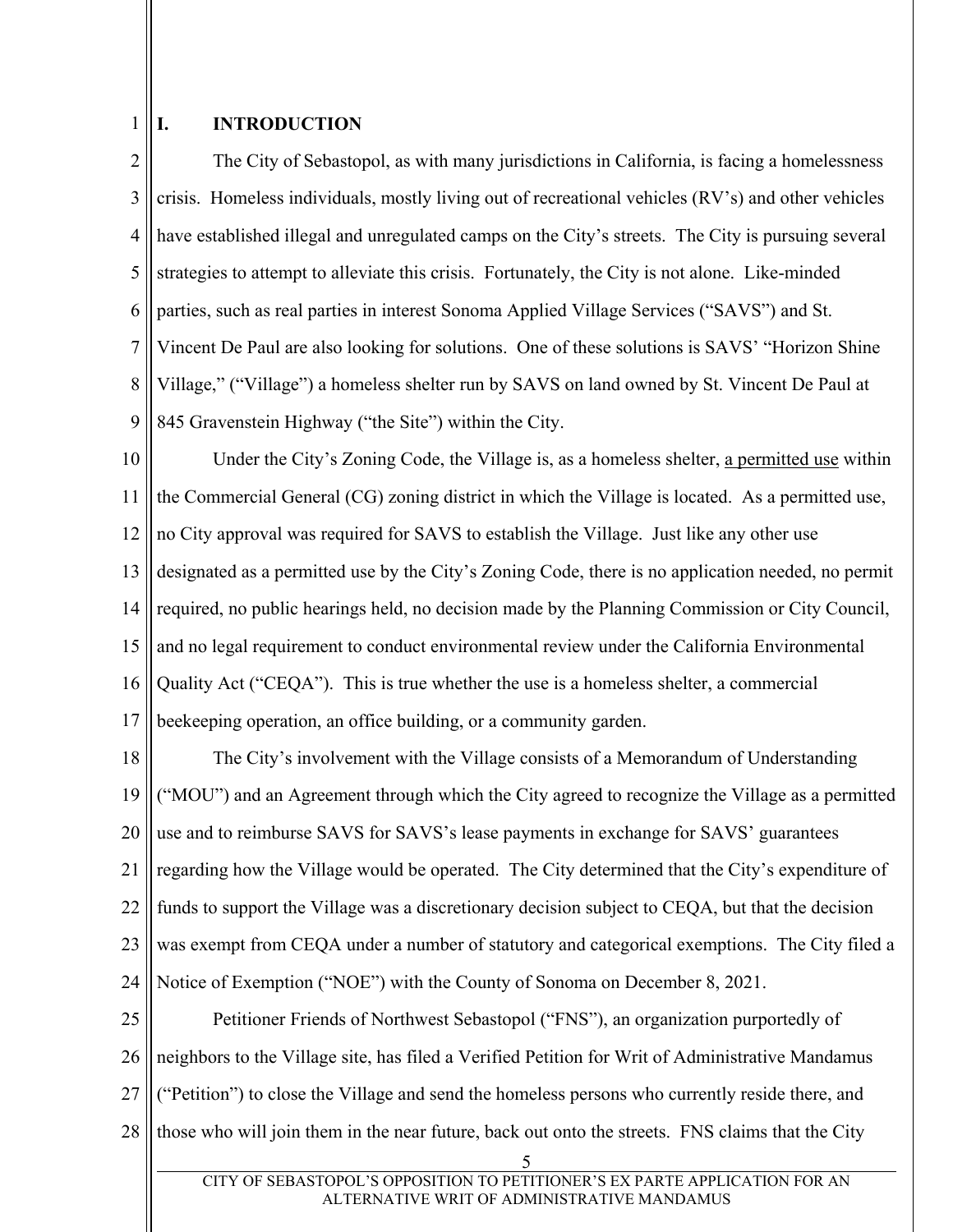## I. INTRODUCTION

The City of Sebastopol, as with many jurisdictions in California, is facing a homelessness crisis. Homeless individuals, mostly living out of recreational vehicles (RV's) and other vehicles have established illegal and unregulated camps on the City's streets. The City is pursuing several strategies to attempt to alleviate this crisis. Fortunately, the City is not alone. Like-minded parties, such as real parties in interest Sonoma Applied Village Services ("SAVS") and St. Vincent De Paul are also looking for solutions. One of these solutions is SAVS' "Horizon Shine Village," ("Village") a homeless shelter run by SAVS on land owned by St. Vincent De Paul at 845 Gravenstein Highway ("the Site") within the City.

Under the City's Zoning Code, the Village is, as a homeless shelter, <u>a permitted use</u> within the Commercial General (CG) zoning district in which the Village is located. As a permitted use, no City approval was required for SAVS to establish the Village. Just like any other use designated as a permitted use by the City's Zoning Code, there is no application needed, no permit required, no public hearings held, no decision made by the Planning Commission or City Council, and no legal requirement to conduct environmental review under the California Environmental Quality Act ("CEQA"). This is true whether the use is a homeless shelter, a commercial beekeeping operation, an office building, or a community garden.

The City's involvement with the Village consists of a Memorandum of Understanding ("MOU") and an Agreement through which the City agreed to recognize the Village as a permitted use and to reimburse SAVS for SAVS's lease payments in exchange for SAVS' guarantees regarding how the Village would be operated. The City determined that the City's expenditure of funds to support the Village was a discretionary decision subject to CEQA, but that the decision was exempt from CEQA under a number of statutory and categorical exemptions. The City filed a Notice of Exemption ("NOE") with the County of Sonoma on December 8, 2021.

Petitioner Friends of Northwest Sebastopol ("FNS"), an organization purportedly of neighbors to the Village site, has filed a Verified Petition for Writ of Administrative Mandamus ("Petition") to close the Village and send the homeless persons who currently reside there, and those who will join them in the near future, back out onto the streets. FNS claims that the City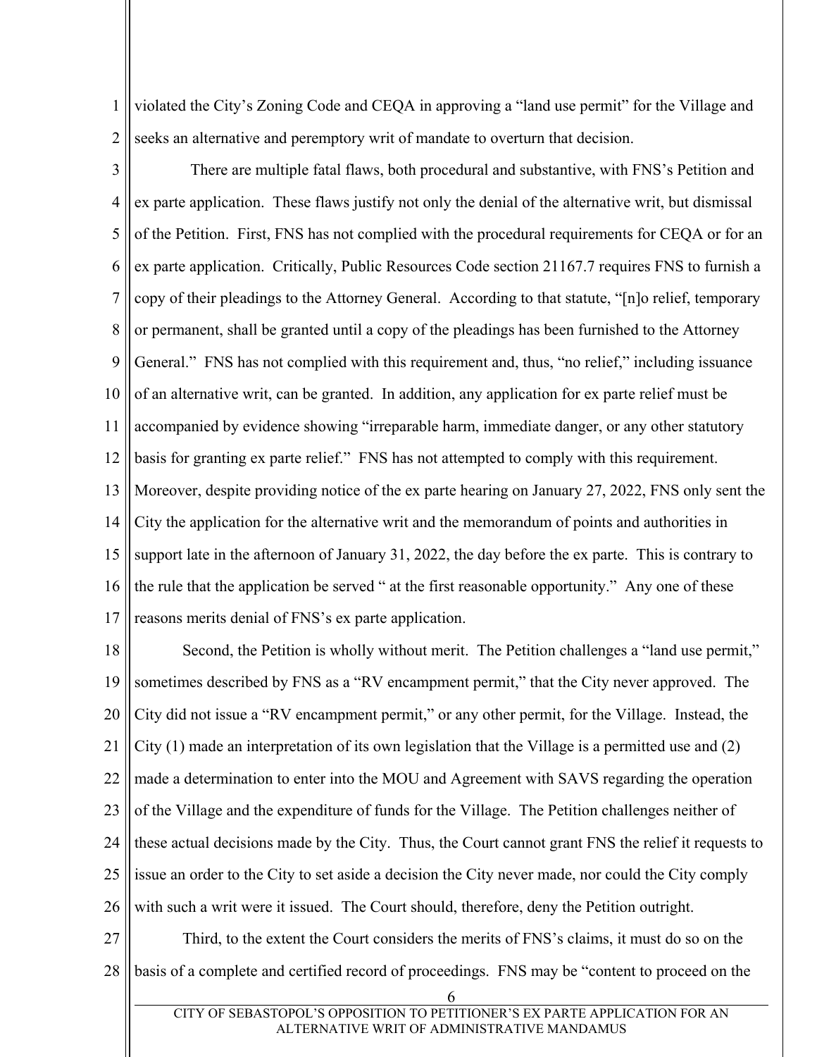violated the City's Zoning Code and CEQA in approving a "land use permit" for the Village and seeks an alternative and peremptory writ of mandate to overturn that decision.

There are multiple fatal flaws, both procedural and substantive, with FNS's Petition and ex parte application. These flaws justify not only the denial of the alternative writ, but dismissal of the Petition. First, FNS has not complied with the procedural requirements for CEQA or for an ex parte application. Critically, Public Resources Code section 21167.7 requires FNS to furnish a copy of their pleadings to the Attorney General. According to that statute, "[n]o relief, temporary or permanent, shall be granted until a copy of the pleadings has been furnished to the Attorney General." FNS has not complied with this requirement and, thus, "no relief," including issuance of an alternative writ, can be granted. In addition, any application for ex parte relief must be accompanied by evidence showing "irreparable harm, immediate danger, or any other statutory basis for granting ex parte relief." FNS has not attempted to comply with this requirement. Moreover, despite providing notice of the ex parte hearing on January 27, 2022, FNS only sent the City the application for the alternative writ and the memorandum of points and authorities in support late in the afternoon of January 31, 2022, the day before the ex parte. This is contrary to the rule that the application be served " at the first reasonable opportunity." Any one of these reasons merits denial of FNS's ex parte application.

Second, the Petition is wholly without merit. The Petition challenges a "land use permit," sometimes described by FNS as a "RV encampment permit," that the City never approved. The City did not issue a "RV encampment permit," or any other permit, for the Village. Instead, the City (1) made an interpretation of its own legislation that the Village is a permitted use and (2) made a determination to enter into the MOU and Agreement with SAVS regarding the operation of the Village and the expenditure of funds for the Village. The Petition challenges neither of these actual decisions made by the City. Thus, the Court cannot grant FNS the relief it requests to issue an order to the City to set aside a decision the City never made, nor could the City comply with such a writ were it issued. The Court should, therefore, deny the Petition outright.

Third, to the extent the Court considers the merits of FNS's claims, it must do so on the basis of a complete and certified record of proceedings. FNS may be "content to proceed on the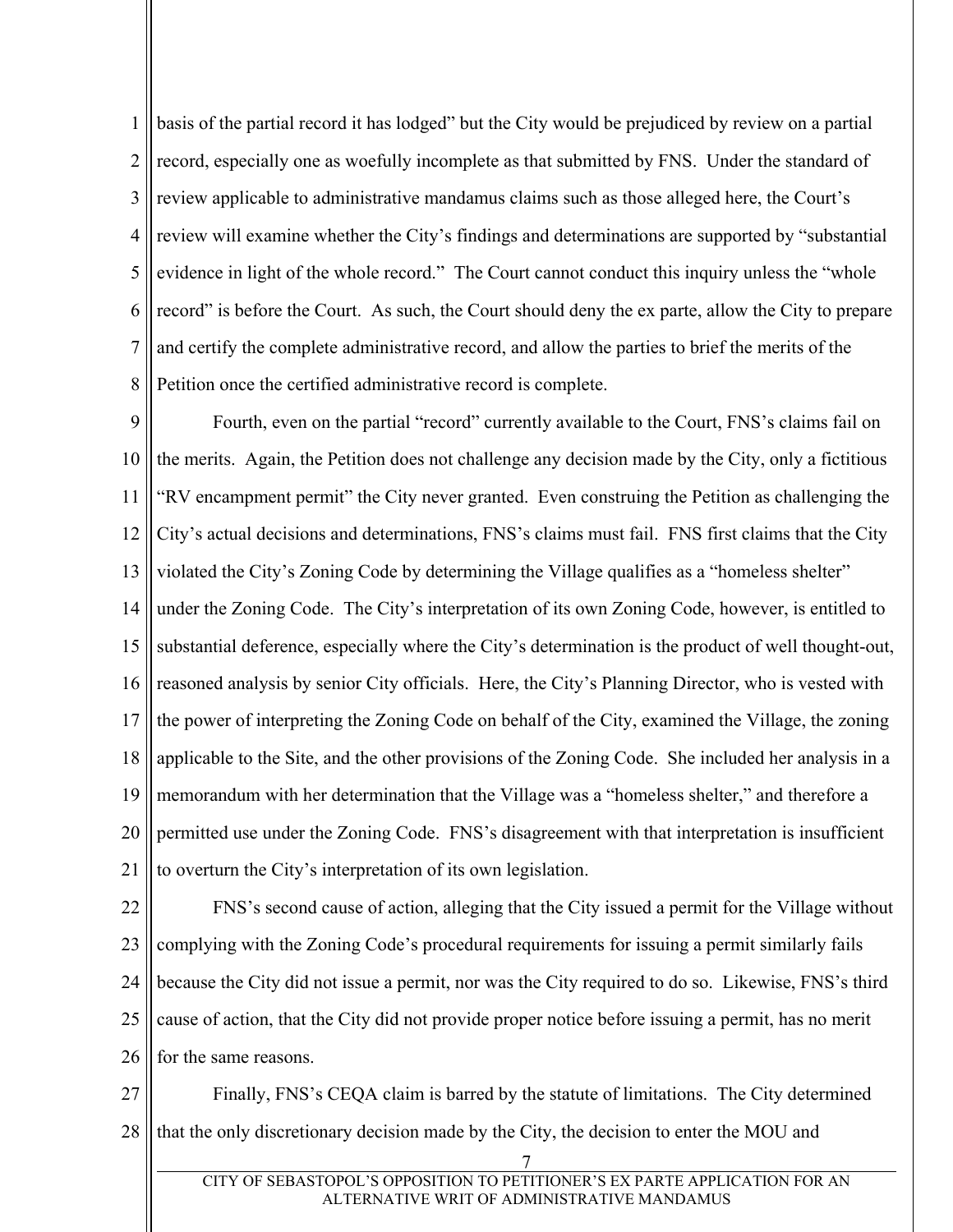basis of the partial record it has lodged" but the City would be prejudiced by review on a partial record, especially one as woefully incomplete as that submitted by FNS. Under the standard of review applicable to administrative mandamus claims such as those alleged here, the Court's review will examine whether the City's findings and determinations are supported by "substantial evidence in light of the whole record." The Court cannot conduct this inquiry unless the "whole record" is before the Court. As such, the Court should deny the ex parte, allow the City to prepare and certify the complete administrative record, and allow the parties to brief the merits of the Petition once the certified administrative record is complete.

Fourth, even on the partial "record" currently available to the Court, FNS's claims fail on the merits. Again, the Petition does not challenge any decision made by the City, only a fictitious "RV encampment permit" the City never granted. Even construing the Petition as challenging the City's actual decisions and determinations, FNS's claims must fail. FNS first claims that the City violated the City's Zoning Code by determining the Village qualifies as a "homeless shelter" under the Zoning Code. The City's interpretation of its own Zoning Code, however, is entitled to substantial deference, especially where the City's determination is the product of well thought-out, reasoned analysis by senior City officials. Here, the City's Planning Director, who is vested with the power of interpreting the Zoning Code on behalf of the City, examined the Village, the zoning applicable to the Site, and the other provisions of the Zoning Code. She included her analysis in a memorandum with her determination that the Village was a "homeless shelter," and therefore a permitted use under the Zoning Code. FNS's disagreement with that interpretation is insufficient to overturn the City's interpretation of its own legislation.

FNS's second cause of action, alleging that the City issued a permit for the Village without complying with the Zoning Code's procedural requirements for issuing a permit similarly fails because the City did not issue a permit, nor was the City required to do so. Likewise, FNS's third cause of action, that the City did not provide proper notice before issuing a permit, has no merit for the same reasons.

Finally, FNS's CEQA claim is barred by the statute of limitations. The City determined that the only discretionary decision made by the City, the decision to enter the MOU and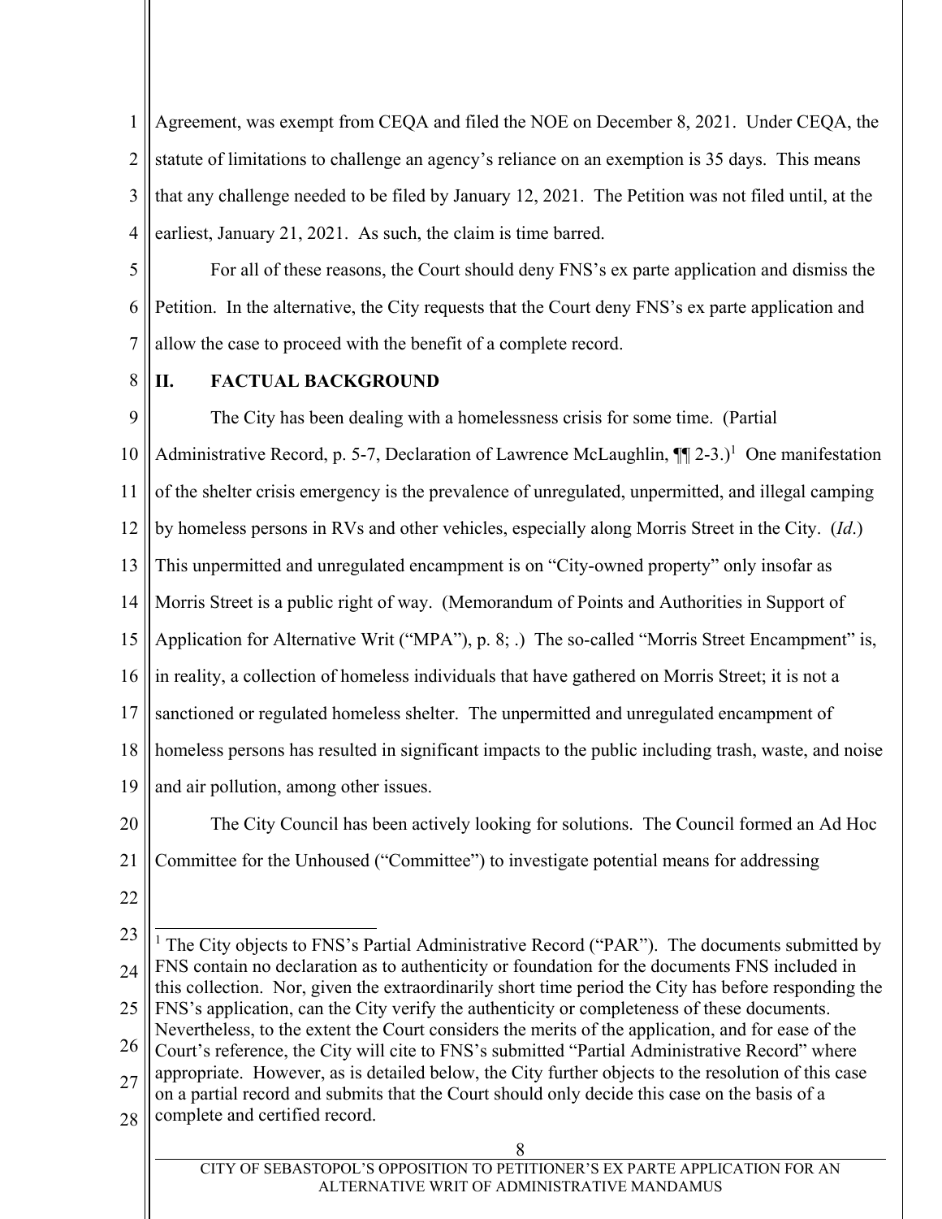Agreement, was exempt from CEQA and filed the NOE on December 8, 2021. Under CEQA, the statute of limitations to challenge an agency's reliance on an exemption is 35 days. This means that any challenge needed to be filed by January 12, 2021. The Petition was not filed until, at the earliest, January 21, 2021. As such, the claim is time barred.

For all of these reasons, the Court should deny FNS's ex parte application and dismiss the Petition. In the alternative, the City requests that the Court deny FNS's ex parte application and allow the case to proceed with the benefit of a complete record.

## II. FACTUAL BACKGROUND

The City has been dealing with a homelessness crisis for some time. (Partial Administrative Record, p. 5-7, Declaration of Lawrence McLaughlin, ¶¶ 2-3.)[1] One manifestation of the shelter crisis emergency is the prevalence of unregulated, unpermitted, and illegal camping by homeless persons in RVs and other vehicles, especially along Morris Street in the City. (*Id*.) This unpermitted and unregulated encampment is on "City-owned property" only insofar as Morris Street is a public right of way. (Memorandum of Points and Authorities in Support of Application for Alternative Writ ("MPA"), p. 8; .) The so-called "Morris Street Encampment" is, in reality, a collection of homeless individuals that have gathered on Morris Street; it is not a sanctioned or regulated homeless shelter. The unpermitted and unregulated encampment of homeless persons has resulted in significant impacts to the public including trash, waste, and noise and air pollution, among other issues.

The City Council has been actively looking for solutions. The Council formed an Ad Hoc Committee for the Unhoused ("Committee") to investigate potential means for addressing

---

[1] The City objects to FNS's Partial Administrative Record ("PAR"). The documents submitted by FNS contain no declaration as to authenticity or foundation for the documents FNS included in this collection. Nor, given the extraordinarily short time period the City has before responding the FNS's application, can the City verify the authenticity or completeness of these documents. Nevertheless, to the extent the Court considers the merits of the application, and for ease of the Court's reference, the City will cite to FNS's submitted "Partial Administrative Record" where appropriate. However, as is detailed below, the City further objects to the resolution of this case on a partial record and submits that the Court should only decide this case on the basis of a complete and certified record.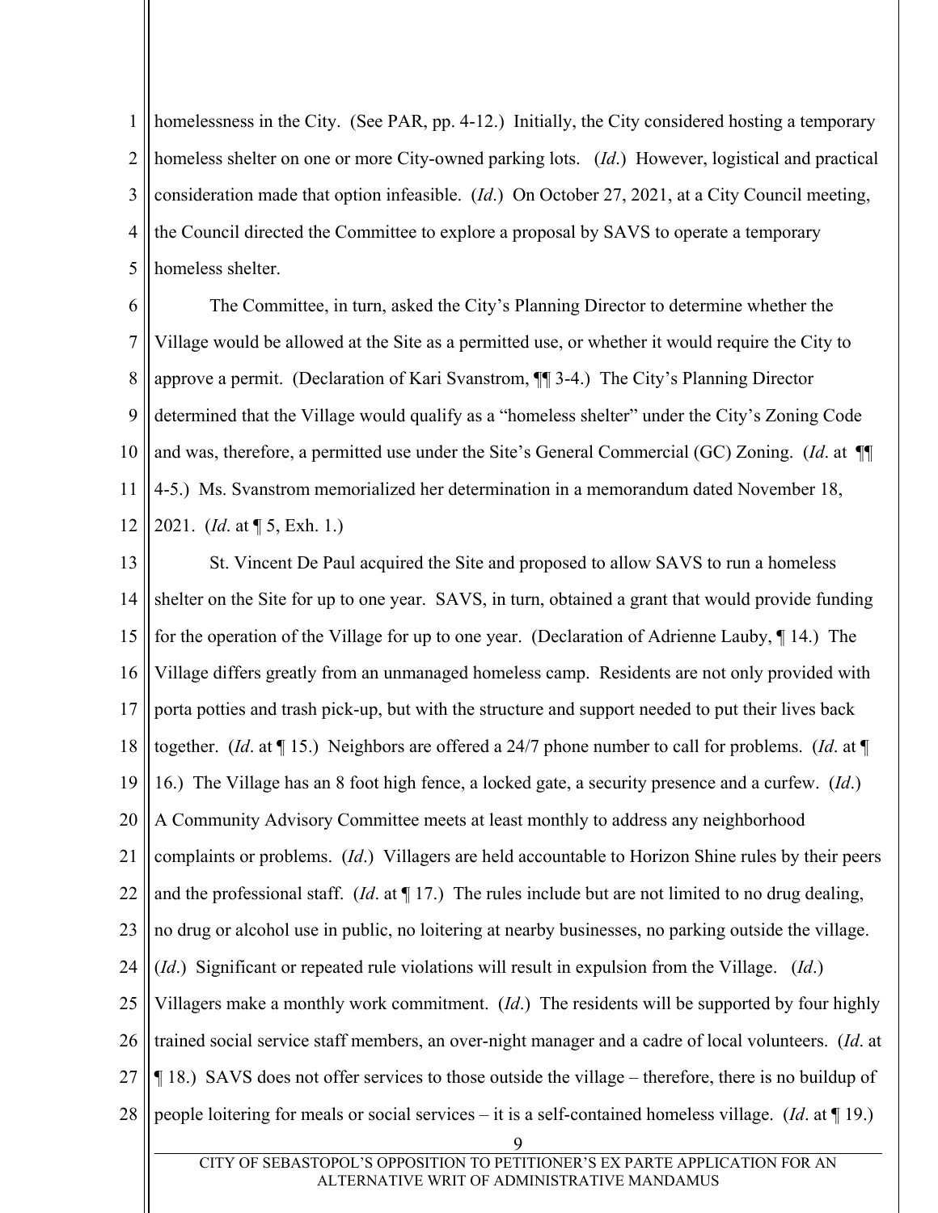homelessness in the City. (See PAR, pp. 4-12.) Initially, the City considered hosting a temporary homeless shelter on one or more City-owned parking lots. (*Id*.) However, logistical and practical consideration made that option infeasible. (*Id*.) On October 27, 2021, at a City Council meeting, the Council directed the Committee to explore a proposal by SAVS to operate a temporary homeless shelter.

The Committee, in turn, asked the City's Planning Director to determine whether the Village would be allowed at the Site as a permitted use, or whether it would require the City to approve a permit. (Declaration of Kari Svanstrom, ¶¶ 3-4.) The City's Planning Director determined that the Village would qualify as a "homeless shelter" under the City's Zoning Code and was, therefore, a permitted use under the Site's General Commercial (GC) Zoning. (*Id*. at ¶¶ 4-5.) Ms. Svanstrom memorialized her determination in a memorandum dated November 18, 2021. (*Id*. at ¶ 5, Exh. 1.)

St. Vincent De Paul acquired the Site and proposed to allow SAVS to run a homeless shelter on the Site for up to one year. SAVS, in turn, obtained a grant that would provide funding for the operation of the Village for up to one year. (Declaration of Adrienne Lauby, ¶ 14.) The Village differs greatly from an unmanaged homeless camp. Residents are not only provided with porta potties and trash pick-up, but with the structure and support needed to put their lives back together. (*Id*. at ¶ 15.) Neighbors are offered a 24/7 phone number to call for problems. (*Id*. at ¶ 16.) The Village has an 8 foot high fence, a locked gate, a security presence and a curfew. (*Id*.) A Community Advisory Committee meets at least monthly to address any neighborhood complaints or problems. (*Id*.) Villagers are held accountable to Horizon Shine rules by their peers and the professional staff. (*Id*. at ¶ 17.) The rules include but are not limited to no drug dealing, no drug or alcohol use in public, no loitering at nearby businesses, no parking outside the village. (*Id*.) Significant or repeated rule violations will result in expulsion from the Village. (*Id*.) Villagers make a monthly work commitment. (*Id*.) The residents will be supported by four highly trained social service staff members, an over-night manager and a cadre of local volunteers. (*Id*. at ¶ 18.) SAVS does not offer services to those outside the village – therefore, there is no buildup of people loitering for meals or social services – it is a self-contained homeless village. (*Id*. at ¶ 19.)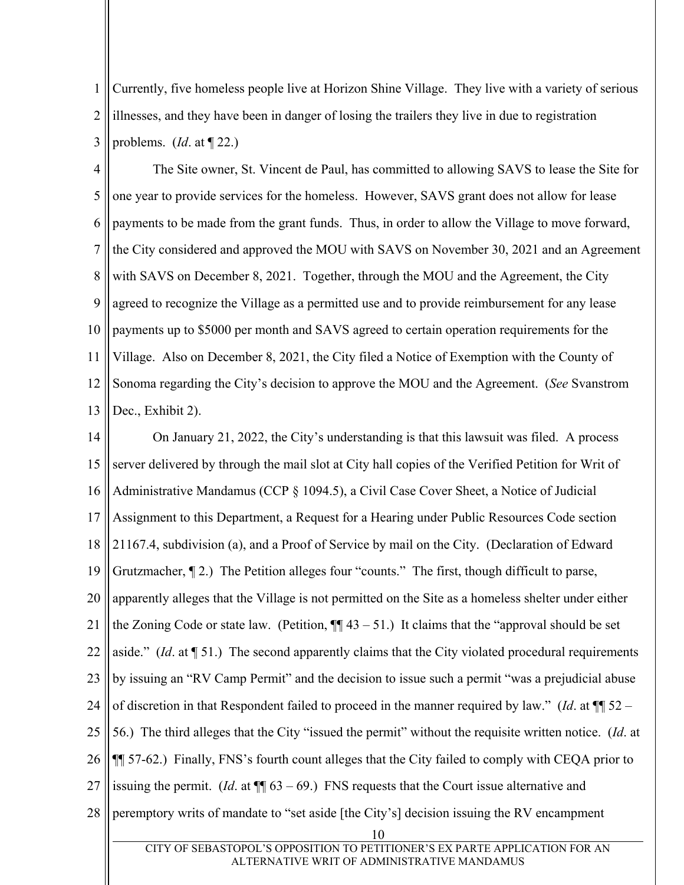Currently, five homeless people live at Horizon Shine Village. They live with a variety of serious illnesses, and they have been in danger of losing the trailers they live in due to registration problems. (*Id*. at ¶ 22.)

The Site owner, St. Vincent de Paul, has committed to allowing SAVS to lease the Site for one year to provide services for the homeless. However, SAVS grant does not allow for lease payments to be made from the grant funds. Thus, in order to allow the Village to move forward, the City considered and approved the MOU with SAVS on November 30, 2021 and an Agreement with SAVS on December 8, 2021. Together, through the MOU and the Agreement, the City agreed to recognize the Village as a permitted use and to provide reimbursement for any lease payments up to $5000 per month and SAVS agreed to certain operation requirements for the Village. Also on December 8, 2021, the City filed a Notice of Exemption with the County of Sonoma regarding the City's decision to approve the MOU and the Agreement. (*See* Svanstrom Dec., Exhibit 2).

On January 21, 2022, the City's understanding is that this lawsuit was filed. A process server delivered by through the mail slot at City hall copies of the Verified Petition for Writ of Administrative Mandamus (CCP § 1094.5), a Civil Case Cover Sheet, a Notice of Judicial Assignment to this Department, a Request for a Hearing under Public Resources Code section 21167.4, subdivision (a), and a Proof of Service by mail on the City. (Declaration of Edward Grutzmacher, ¶ 2.) The Petition alleges four "counts." The first, though difficult to parse, apparently alleges that the Village is not permitted on the Site as a homeless shelter under either the Zoning Code or state law. (Petition, ¶¶ 43 – 51.) It claims that the "approval should be set aside." (*Id*. at ¶ 51.) The second apparently claims that the City violated procedural requirements by issuing an "RV Camp Permit" and the decision to issue such a permit "was a prejudicial abuse of discretion in that Respondent failed to proceed in the manner required by law." (*Id*. at ¶¶ 52 – 56.) The third alleges that the City "issued the permit" without the requisite written notice. (*Id*. at ¶¶ 57-62.) Finally, FNS's fourth count alleges that the City failed to comply with CEQA prior to issuing the permit. (*Id*. at ¶¶ 63 – 69.) FNS requests that the Court issue alternative and peremptory writs of mandate to "set aside [the City's] decision issuing the RV encampment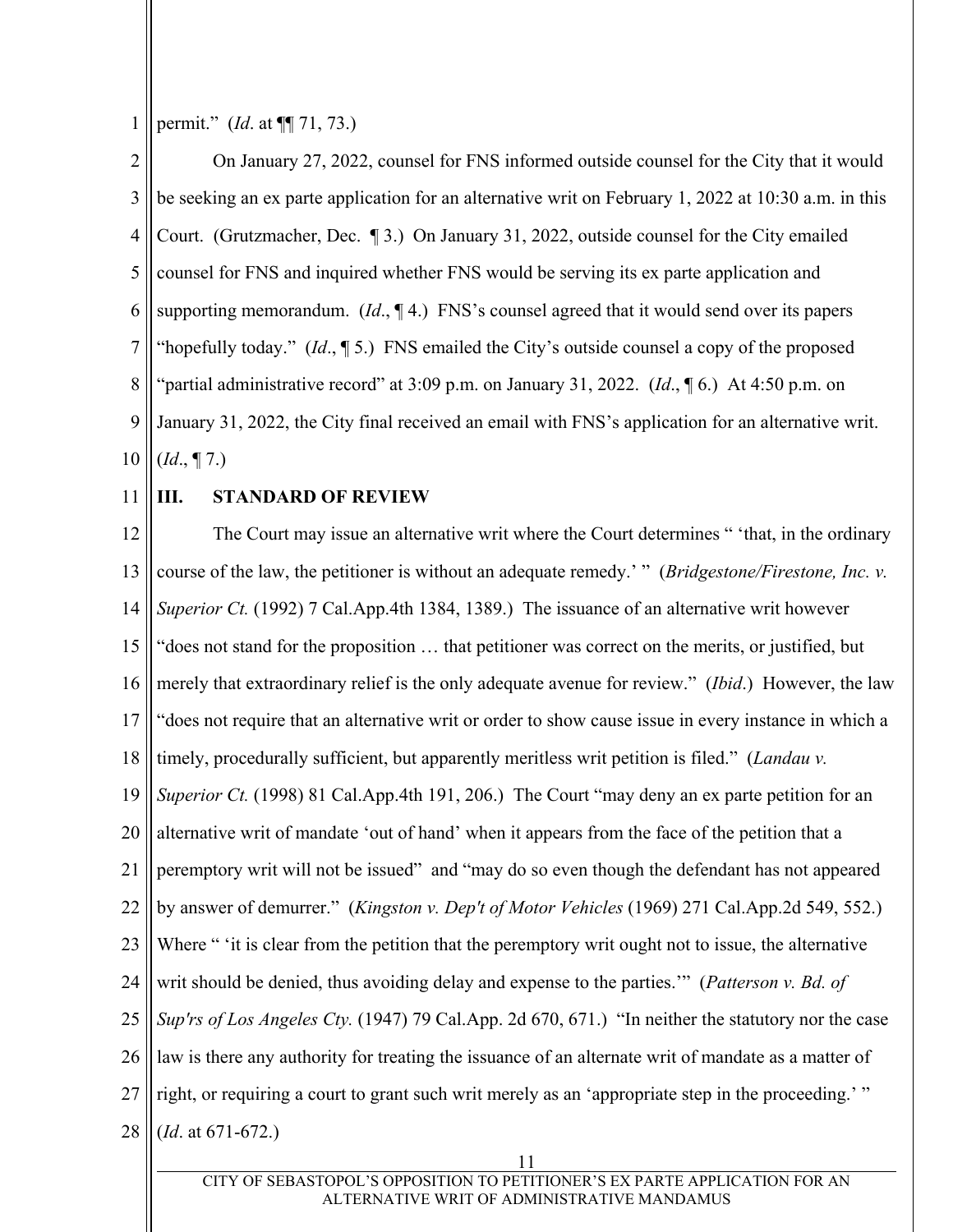permit." (*Id*. at ¶¶ 71, 73.)

On January 27, 2022, counsel for FNS informed outside counsel for the City that it would be seeking an ex parte application for an alternative writ on February 1, 2022 at 10:30 a.m. in this Court. (Grutzmacher, Dec. ¶ 3.) On January 31, 2022, outside counsel for the City emailed counsel for FNS and inquired whether FNS would be serving its ex parte application and supporting memorandum. (*Id*., ¶ 4.) FNS's counsel agreed that it would send over its papers "hopefully today." (*Id*., ¶ 5.) FNS emailed the City's outside counsel a copy of the proposed "partial administrative record" at 3:09 p.m. on January 31, 2022. (*Id*., ¶ 6.) At 4:50 p.m. on January 31, 2022, the City final received an email with FNS's application for an alternative writ. (*Id*., ¶ 7.)

## III. STANDARD OF REVIEW

The Court may issue an alternative writ where the Court determines " 'that, in the ordinary course of the law, the petitioner is without an adequate remedy.' " (*Bridgestone/Firestone, Inc. v. Superior Ct.* (1992) 7 Cal.App.4th 1384, 1389.) The issuance of an alternative writ however "does not stand for the proposition … that petitioner was correct on the merits, or justified, but merely that extraordinary relief is the only adequate avenue for review." (*Ibid*.) However, the law "does not require that an alternative writ or order to show cause issue in every instance in which a timely, procedurally sufficient, but apparently meritless writ petition is filed." (*Landau v. Superior Ct.* (1998) 81 Cal.App.4th 191, 206.) The Court "may deny an ex parte petition for an alternative writ of mandate 'out of hand' when it appears from the face of the petition that a peremptory writ will not be issued" and "may do so even though the defendant has not appeared by answer of demurrer." (*Kingston v. Dep't of Motor Vehicles* (1969) 271 Cal.App.2d 549, 552.) Where " 'it is clear from the petition that the peremptory writ ought not to issue, the alternative writ should be denied, thus avoiding delay and expense to the parties.'" (*Patterson v. Bd. of Sup'rs of Los Angeles Cty.* (1947) 79 Cal.App. 2d 670, 671.) "In neither the statutory nor the case law is there any authority for treating the issuance of an alternate writ of mandate as a matter of right, or requiring a court to grant such writ merely as an 'appropriate step in the proceeding.' " (*Id*. at 671-672.)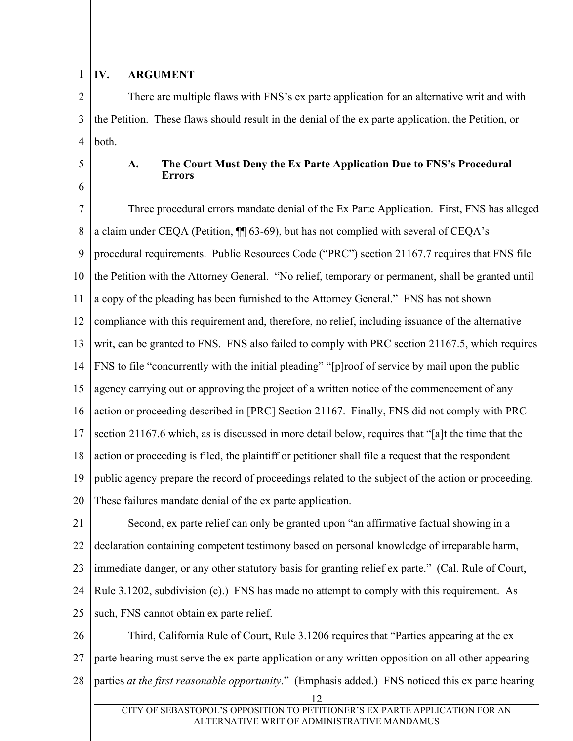## IV. ARGUMENT

There are multiple flaws with FNS's ex parte application for an alternative writ and with the Petition. These flaws should result in the denial of the ex parte application, the Petition, or both.

### A. The Court Must Deny the Ex Parte Application Due to FNS's Procedural Errors

Three procedural errors mandate denial of the Ex Parte Application. First, FNS has alleged a claim under CEQA (Petition, ¶¶ 63-69), but has not complied with several of CEQA's procedural requirements. Public Resources Code ("PRC") section 21167.7 requires that FNS file the Petition with the Attorney General. "No relief, temporary or permanent, shall be granted until a copy of the pleading has been furnished to the Attorney General." FNS has not shown compliance with this requirement and, therefore, no relief, including issuance of the alternative writ, can be granted to FNS. FNS also failed to comply with PRC section 21167.5, which requires FNS to file "concurrently with the initial pleading" "[p]roof of service by mail upon the public agency carrying out or approving the project of a written notice of the commencement of any action or proceeding described in [PRC] Section 21167. Finally, FNS did not comply with PRC section 21167.6 which, as is discussed in more detail below, requires that "[a]t the time that the action or proceeding is filed, the plaintiff or petitioner shall file a request that the respondent public agency prepare the record of proceedings related to the subject of the action or proceeding. These failures mandate denial of the ex parte application.

Second, ex parte relief can only be granted upon "an affirmative factual showing in a declaration containing competent testimony based on personal knowledge of irreparable harm, immediate danger, or any other statutory basis for granting relief ex parte." (Cal. Rule of Court, Rule 3.1202, subdivision (c).) FNS has made no attempt to comply with this requirement. As such, FNS cannot obtain ex parte relief.

Third, California Rule of Court, Rule 3.1206 requires that "Parties appearing at the ex parte hearing must serve the ex parte application or any written opposition on all other appearing parties *at the first reasonable opportunity*." (Emphasis added.) FNS noticed this ex parte hearing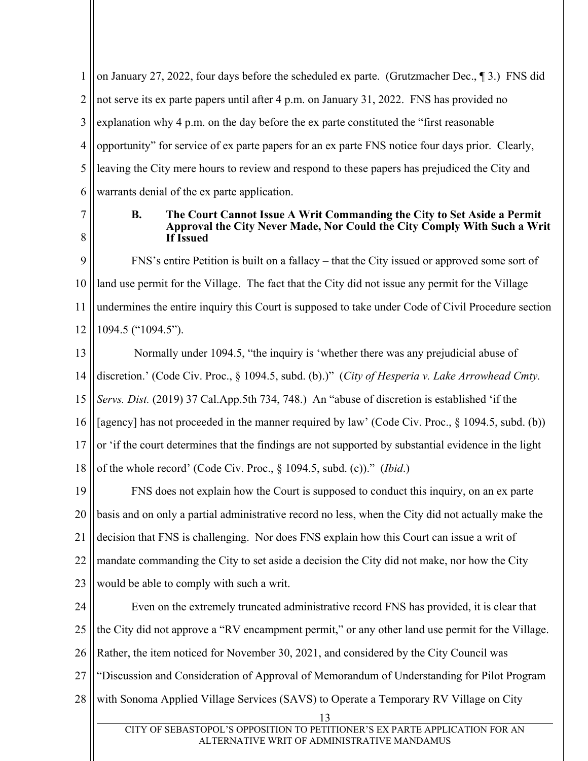on January 27, 2022, four days before the scheduled ex parte. (Grutzmacher Dec., ¶ 3.) FNS did not serve its ex parte papers until after 4 p.m. on January 31, 2022. FNS has provided no explanation why 4 p.m. on the day before the ex parte constituted the "first reasonable opportunity" for service of ex parte papers for an ex parte FNS notice four days prior. Clearly, leaving the City mere hours to review and respond to these papers has prejudiced the City and warrants denial of the ex parte application.

### B. The Court Cannot Issue A Writ Commanding the City to Set Aside a Permit Approval the City Never Made, Nor Could the City Comply With Such a Writ If Issued

FNS's entire Petition is built on a fallacy – that the City issued or approved some sort of land use permit for the Village. The fact that the City did not issue any permit for the Village undermines the entire inquiry this Court is supposed to take under Code of Civil Procedure section 1094.5 ("1094.5").

Normally under 1094.5, "the inquiry is 'whether there was any prejudicial abuse of discretion.' (Code Civ. Proc., § 1094.5, subd. (b).)" (*City of Hesperia v. Lake Arrowhead Cmty. Servs. Dist.* (2019) 37 Cal.App.5th 734, 748.) An "abuse of discretion is established 'if the [agency] has not proceeded in the manner required by law' (Code Civ. Proc., § 1094.5, subd. (b)) or 'if the court determines that the findings are not supported by substantial evidence in the light of the whole record' (Code Civ. Proc., § 1094.5, subd. (c))." (*Ibid*.)

FNS does not explain how the Court is supposed to conduct this inquiry, on an ex parte basis and on only a partial administrative record no less, when the City did not actually make the decision that FNS is challenging. Nor does FNS explain how this Court can issue a writ of mandate commanding the City to set aside a decision the City did not make, nor how the City would be able to comply with such a writ.

Even on the extremely truncated administrative record FNS has provided, it is clear that the City did not approve a "RV encampment permit," or any other land use permit for the Village. Rather, the item noticed for November 30, 2021, and considered by the City Council was "Discussion and Consideration of Approval of Memorandum of Understanding for Pilot Program with Sonoma Applied Village Services (SAVS) to Operate a Temporary RV Village on City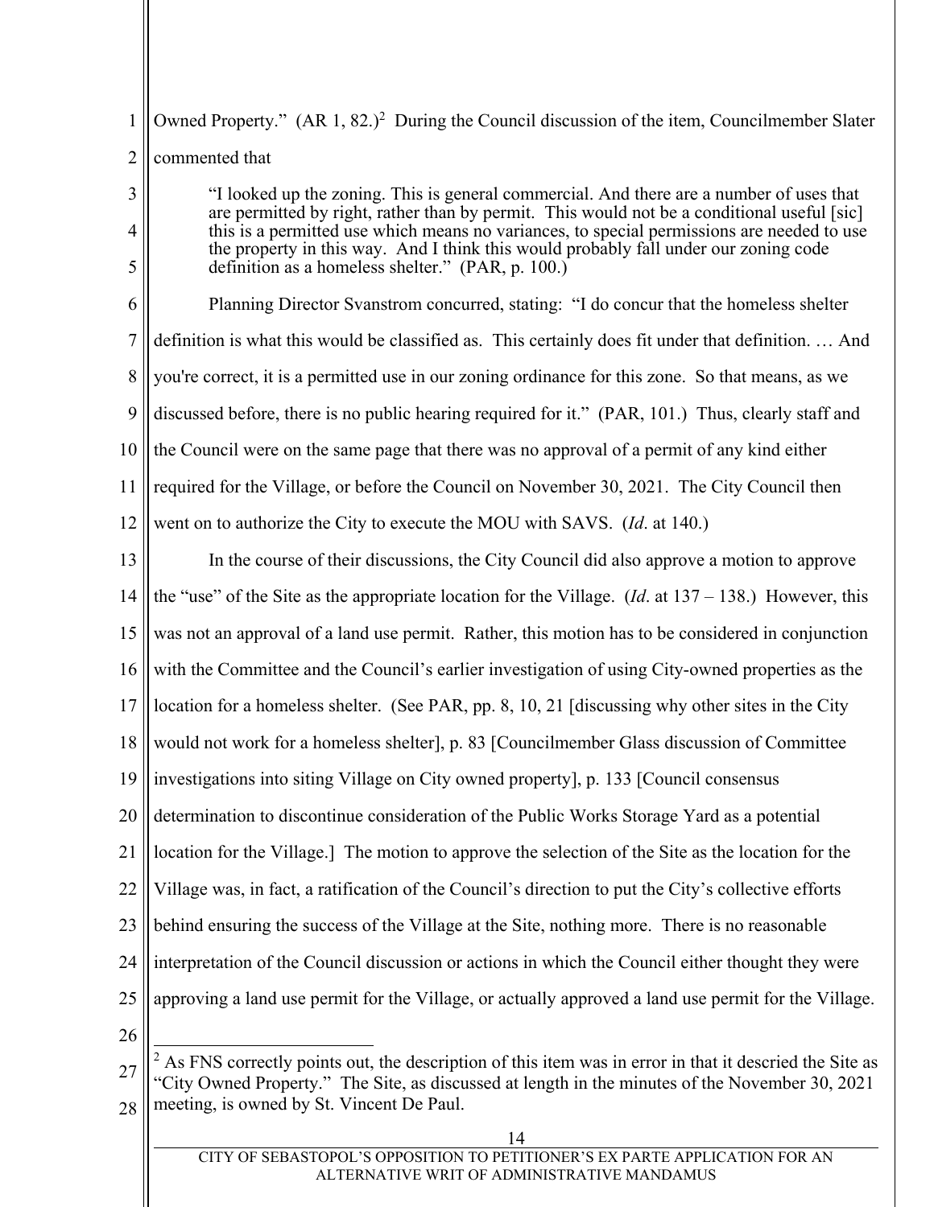Owned Property." (AR 1, 82.)[2] During the Council discussion of the item, Councilmember Slater commented that

> "I looked up the zoning. This is general commercial. And there are a number of uses that are permitted by right, rather than by permit. This would not be a conditional useful [sic] this is a permitted use which means no variances, to special permissions are needed to use the property in this way. And I think this would probably fall under our zoning code definition as a homeless shelter." (PAR, p. 100.)

Planning Director Svanstrom concurred, stating: "I do concur that the homeless shelter definition is what this would be classified as. This certainly does fit under that definition. … And you're correct, it is a permitted use in our zoning ordinance for this zone. So that means, as we discussed before, there is no public hearing required for it." (PAR, 101.) Thus, clearly staff and the Council were on the same page that there was no approval of a permit of any kind either required for the Village, or before the Council on November 30, 2021. The City Council then went on to authorize the City to execute the MOU with SAVS. (*Id*. at 140.)

In the course of their discussions, the City Council did also approve a motion to approve the "use" of the Site as the appropriate location for the Village. (*Id*. at 137 – 138.) However, this was not an approval of a land use permit. Rather, this motion has to be considered in conjunction with the Committee and the Council's earlier investigation of using City-owned properties as the location for a homeless shelter. (See PAR, pp. 8, 10, 21 [discussing why other sites in the City would not work for a homeless shelter], p. 83 [Councilmember Glass discussion of Committee investigations into siting Village on City owned property], p. 133 [Council consensus determination to discontinue consideration of the Public Works Storage Yard as a potential location for the Village.] The motion to approve the selection of the Site as the location for the Village was, in fact, a ratification of the Council's direction to put the City's collective efforts behind ensuring the success of the Village at the Site, nothing more. There is no reasonable interpretation of the Council discussion or actions in which the Council either thought they were approving a land use permit for the Village, or actually approved a land use permit for the Village.

---

[2] As FNS correctly points out, the description of this item was in error in that it descried the Site as "City Owned Property." The Site, as discussed at length in the minutes of the November 30, 2021 meeting, is owned by St. Vincent De Paul.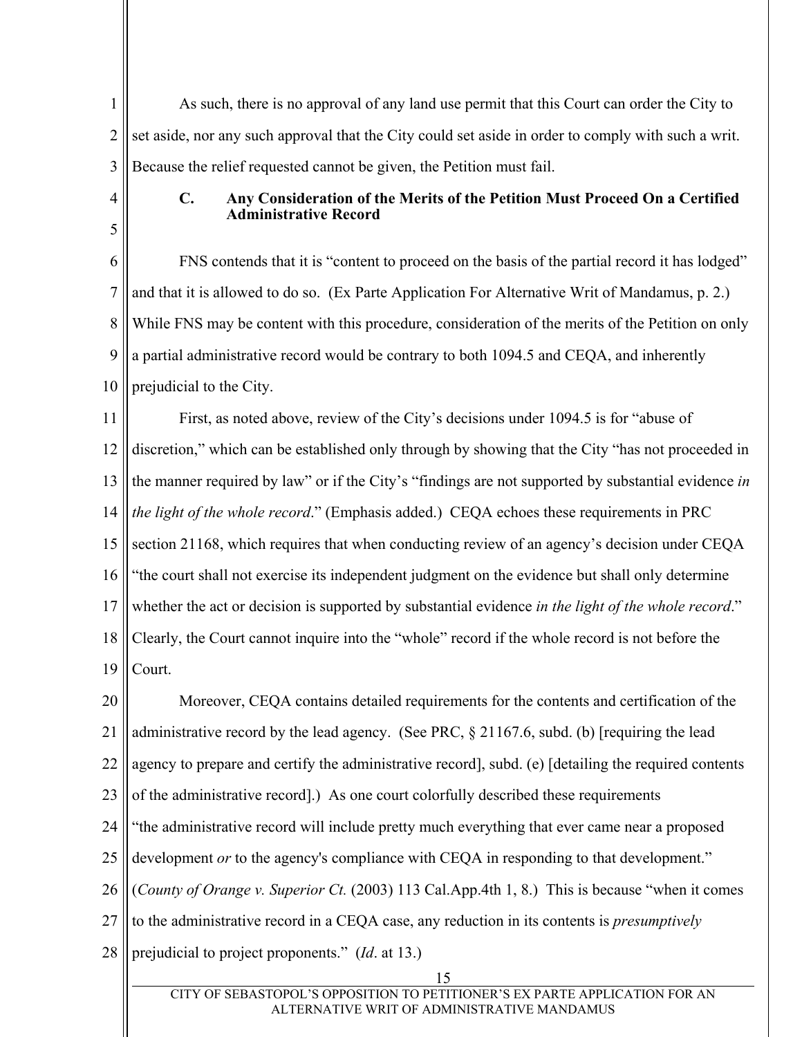As such, there is no approval of any land use permit that this Court can order the City to set aside, nor any such approval that the City could set aside in order to comply with such a writ. Because the relief requested cannot be given, the Petition must fail.

### C. Any Consideration of the Merits of the Petition Must Proceed On a Certified Administrative Record

FNS contends that it is "content to proceed on the basis of the partial record it has lodged" and that it is allowed to do so. (Ex Parte Application For Alternative Writ of Mandamus, p. 2.) While FNS may be content with this procedure, consideration of the merits of the Petition on only a partial administrative record would be contrary to both 1094.5 and CEQA, and inherently prejudicial to the City.

First, as noted above, review of the City's decisions under 1094.5 is for "abuse of discretion," which can be established only through by showing that the City "has not proceeded in the manner required by law" or if the City's "findings are not supported by substantial evidence *in the light of the whole record*." (Emphasis added.) CEQA echoes these requirements in PRC section 21168, which requires that when conducting review of an agency's decision under CEQA "the court shall not exercise its independent judgment on the evidence but shall only determine whether the act or decision is supported by substantial evidence *in the light of the whole record*." Clearly, the Court cannot inquire into the "whole" record if the whole record is not before the Court.

Moreover, CEQA contains detailed requirements for the contents and certification of the administrative record by the lead agency. (See PRC, § 21167.6, subd. (b) [requiring the lead agency to prepare and certify the administrative record], subd. (e) [detailing the required contents of the administrative record].) As one court colorfully described these requirements "the administrative record will include pretty much everything that ever came near a proposed development *or* to the agency's compliance with CEQA in responding to that development." (*County of Orange v. Superior Ct.* (2003) 113 Cal.App.4th 1, 8.) This is because "when it comes to the administrative record in a CEQA case, any reduction in its contents is *presumptively* prejudicial to project proponents." (*Id*. at 13.)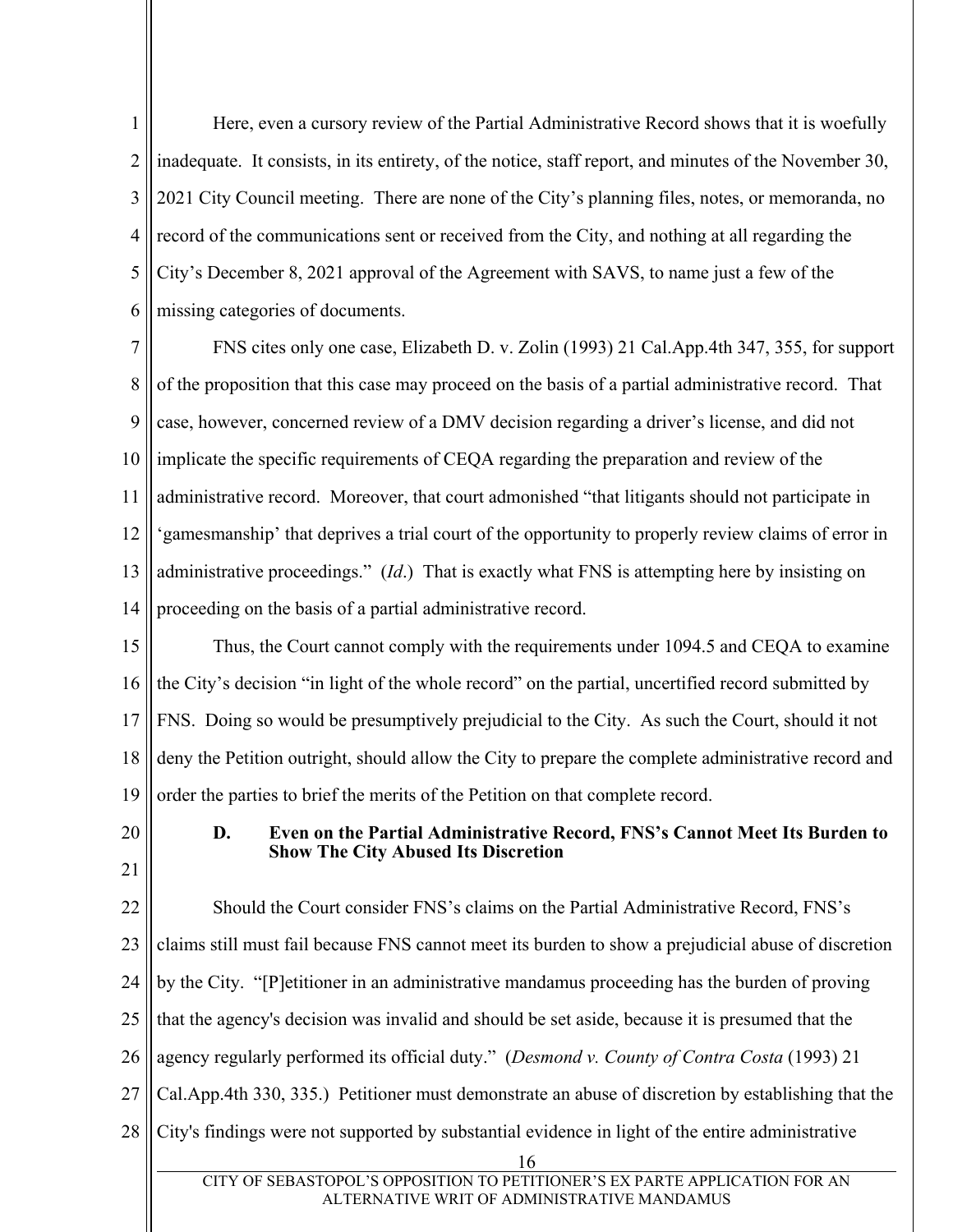Here, even a cursory review of the Partial Administrative Record shows that it is woefully inadequate. It consists, in its entirety, of the notice, staff report, and minutes of the November 30, 2021 City Council meeting. There are none of the City's planning files, notes, or memoranda, no record of the communications sent or received from the City, and nothing at all regarding the City's December 8, 2021 approval of the Agreement with SAVS, to name just a few of the missing categories of documents.

FNS cites only one case, Elizabeth D. v. Zolin (1993) 21 Cal.App.4th 347, 355, for support of the proposition that this case may proceed on the basis of a partial administrative record. That case, however, concerned review of a DMV decision regarding a driver's license, and did not implicate the specific requirements of CEQA regarding the preparation and review of the administrative record. Moreover, that court admonished "that litigants should not participate in 'gamesmanship' that deprives a trial court of the opportunity to properly review claims of error in administrative proceedings." (*Id*.) That is exactly what FNS is attempting here by insisting on proceeding on the basis of a partial administrative record.

Thus, the Court cannot comply with the requirements under 1094.5 and CEQA to examine the City's decision "in light of the whole record" on the partial, uncertified record submitted by FNS. Doing so would be presumptively prejudicial to the City. As such the Court, should it not deny the Petition outright, should allow the City to prepare the complete administrative record and order the parties to brief the merits of the Petition on that complete record.

### D. Even on the Partial Administrative Record, FNS's Cannot Meet Its Burden to Show The City Abused Its Discretion

Should the Court consider FNS's claims on the Partial Administrative Record, FNS's claims still must fail because FNS cannot meet its burden to show a prejudicial abuse of discretion by the City. "[P]etitioner in an administrative mandamus proceeding has the burden of proving that the agency's decision was invalid and should be set aside, because it is presumed that the agency regularly performed its official duty." (*Desmond v. County of Contra Costa* (1993) 21 Cal.App.4th 330, 335.) Petitioner must demonstrate an abuse of discretion by establishing that the City's findings were not supported by substantial evidence in light of the entire administrative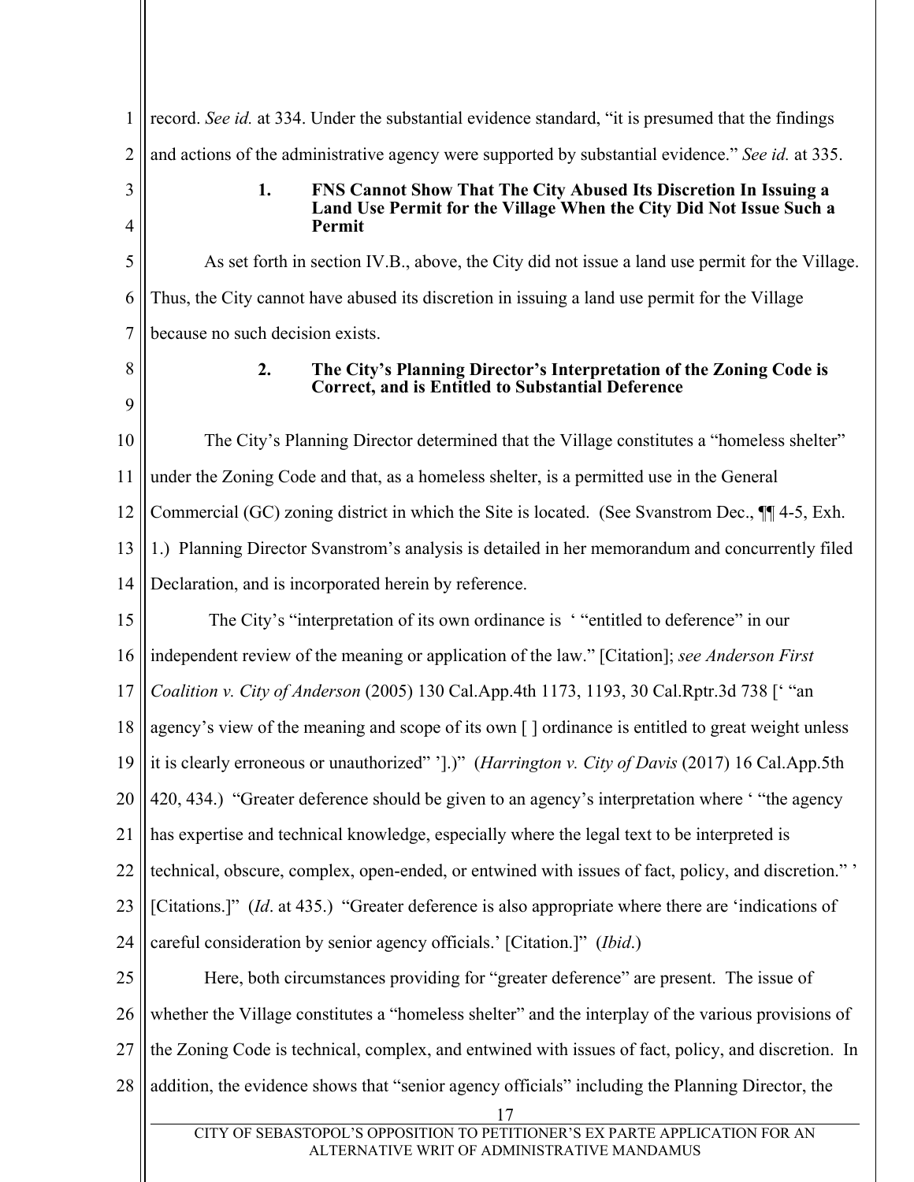record. *See id.* at 334. Under the substantial evidence standard, "it is presumed that the findings and actions of the administrative agency were supported by substantial evidence." *See id.* at 335.

### 1. FNS Cannot Show That The City Abused Its Discretion In Issuing a Land Use Permit for the Village When the City Did Not Issue Such a Permit

As set forth in section IV.B., above, the City did not issue a land use permit for the Village. Thus, the City cannot have abused its discretion in issuing a land use permit for the Village because no such decision exists.

### 2. The City's Planning Director's Interpretation of the Zoning Code is Correct, and is Entitled to Substantial Deference

The City's Planning Director determined that the Village constitutes a "homeless shelter" under the Zoning Code and that, as a homeless shelter, is a permitted use in the General Commercial (GC) zoning district in which the Site is located. (See Svanstrom Dec., ¶¶ 4-5, Exh. 1.) Planning Director Svanstrom's analysis is detailed in her memorandum and concurrently filed Declaration, and is incorporated herein by reference.

The City's "interpretation of its own ordinance is ' "entitled to deference" in our independent review of the meaning or application of the law." [Citation]; *see Anderson First Coalition v. City of Anderson* (2005) 130 Cal.App.4th 1173, 1193, 30 Cal.Rptr.3d 738 [' "an agency's view of the meaning and scope of its own [ ] ordinance is entitled to great weight unless it is clearly erroneous or unauthorized" '].)" (*Harrington v. City of Davis* (2017) 16 Cal.App.5th 420, 434.) "Greater deference should be given to an agency's interpretation where ' "the agency has expertise and technical knowledge, especially where the legal text to be interpreted is technical, obscure, complex, open-ended, or entwined with issues of fact, policy, and discretion." ' [Citations.]" (*Id*. at 435.) "Greater deference is also appropriate where there are 'indications of careful consideration by senior agency officials.' [Citation.]" (*Ibid*.)

Here, both circumstances providing for "greater deference" are present. The issue of whether the Village constitutes a "homeless shelter" and the interplay of the various provisions of the Zoning Code is technical, complex, and entwined with issues of fact, policy, and discretion. In addition, the evidence shows that "senior agency officials" including the Planning Director, the

CITY OF SEBASTOPOL'S OPPOSITION TO PETITIONER'S EX PARTE APPLICATION FOR AN ALTERNATIVE WRIT OF ADMINISTRATIVE MANDAMUS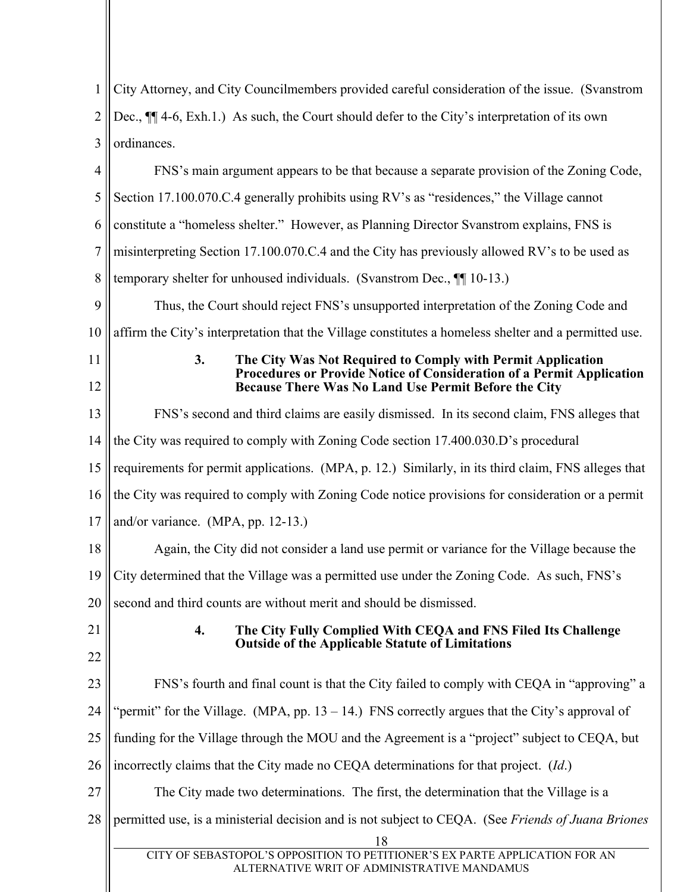City Attorney, and City Councilmembers provided careful consideration of the issue. (Svanstrom Dec., ¶¶ 4-6, Exh.1.) As such, the Court should defer to the City's interpretation of its own ordinances.

FNS's main argument appears to be that because a separate provision of the Zoning Code, Section 17.100.070.C.4 generally prohibits using RV's as "residences," the Village cannot constitute a "homeless shelter." However, as Planning Director Svanstrom explains, FNS is misinterpreting Section 17.100.070.C.4 and the City has previously allowed RV's to be used as temporary shelter for unhoused individuals. (Svanstrom Dec., ¶¶ 10-13.)

Thus, the Court should reject FNS's unsupported interpretation of the Zoning Code and affirm the City's interpretation that the Village constitutes a homeless shelter and a permitted use.

**3. The City Was Not Required to Comply with Permit Application Procedures or Provide Notice of Consideration of a Permit Application Because There Was No Land Use Permit Before the City**

FNS's second and third claims are easily dismissed. In its second claim, FNS alleges that the City was required to comply with Zoning Code section 17.400.030.D's procedural requirements for permit applications. (MPA, p. 12.) Similarly, in its third claim, FNS alleges that the City was required to comply with Zoning Code notice provisions for consideration or a permit and/or variance. (MPA, pp. 12-13.)

Again, the City did not consider a land use permit or variance for the Village because the City determined that the Village was a permitted use under the Zoning Code. As such, FNS's second and third counts are without merit and should be dismissed.

**4. The City Fully Complied With CEQA and FNS Filed Its Challenge Outside of the Applicable Statute of Limitations**

FNS's fourth and final count is that the City failed to comply with CEQA in "approving" a "permit" for the Village. (MPA, pp. 13 – 14.) FNS correctly argues that the City's approval of funding for the Village through the MOU and the Agreement is a "project" subject to CEQA, but incorrectly claims that the City made no CEQA determinations for that project. (*Id*.)

The City made two determinations. The first, the determination that the Village is a permitted use, is a ministerial decision and is not subject to CEQA. (See *Friends of Juana Briones*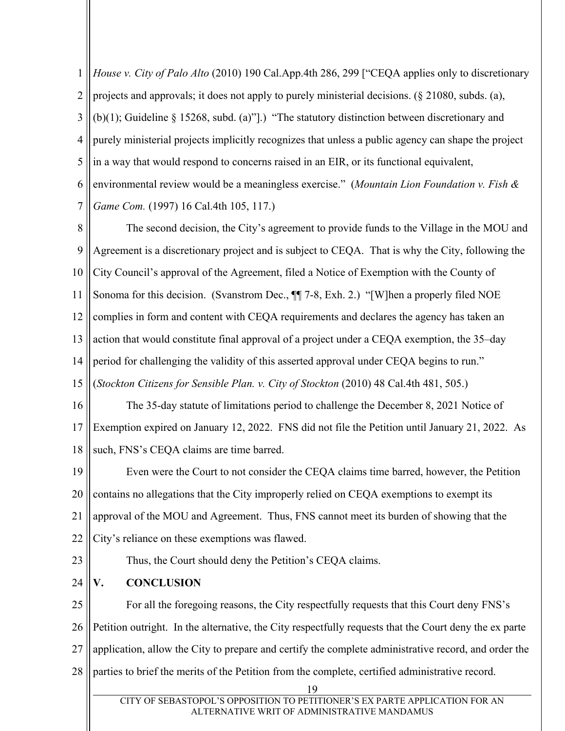*House v. City of Palo Alto* (2010) 190 Cal.App.4th 286, 299 ["CEQA applies only to discretionary projects and approvals; it does not apply to purely ministerial decisions. (§ 21080, subds. (a), (b)(1); Guideline § 15268, subd. (a)"].) "The statutory distinction between discretionary and purely ministerial projects implicitly recognizes that unless a public agency can shape the project in a way that would respond to concerns raised in an EIR, or its functional equivalent, environmental review would be a meaningless exercise." (*Mountain Lion Foundation v. Fish & Game Com.* (1997) 16 Cal.4th 105, 117.)

The second decision, the City's agreement to provide funds to the Village in the MOU and Agreement is a discretionary project and is subject to CEQA. That is why the City, following the City Council's approval of the Agreement, filed a Notice of Exemption with the County of Sonoma for this decision. (Svanstrom Dec., ¶¶ 7-8, Exh. 2.) "[W]hen a properly filed NOE complies in form and content with CEQA requirements and declares the agency has taken an action that would constitute final approval of a project under a CEQA exemption, the 35–day period for challenging the validity of this asserted approval under CEQA begins to run." (*Stockton Citizens for Sensible Plan. v. City of Stockton* (2010) 48 Cal.4th 481, 505.)

The 35-day statute of limitations period to challenge the December 8, 2021 Notice of Exemption expired on January 12, 2022. FNS did not file the Petition until January 21, 2022. As such, FNS's CEQA claims are time barred.

Even were the Court to not consider the CEQA claims time barred, however, the Petition contains no allegations that the City improperly relied on CEQA exemptions to exempt its approval of the MOU and Agreement. Thus, FNS cannot meet its burden of showing that the City's reliance on these exemptions was flawed.

Thus, the Court should deny the Petition's CEQA claims.

## V. CONCLUSION

For all the foregoing reasons, the City respectfully requests that this Court deny FNS's Petition outright. In the alternative, the City respectfully requests that the Court deny the ex parte application, allow the City to prepare and certify the complete administrative record, and order the parties to brief the merits of the Petition from the complete, certified administrative record.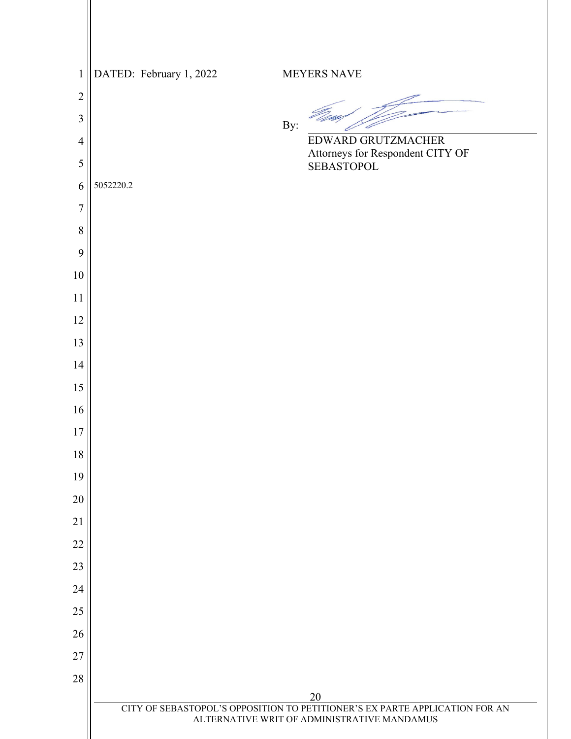DATED: February 1, 2022

MEYERS NAVE

By: ______________________________

EDWARD GRUTZMACHER
Attorneys for Respondent CITY OF SEBASTOPOL

5052220.2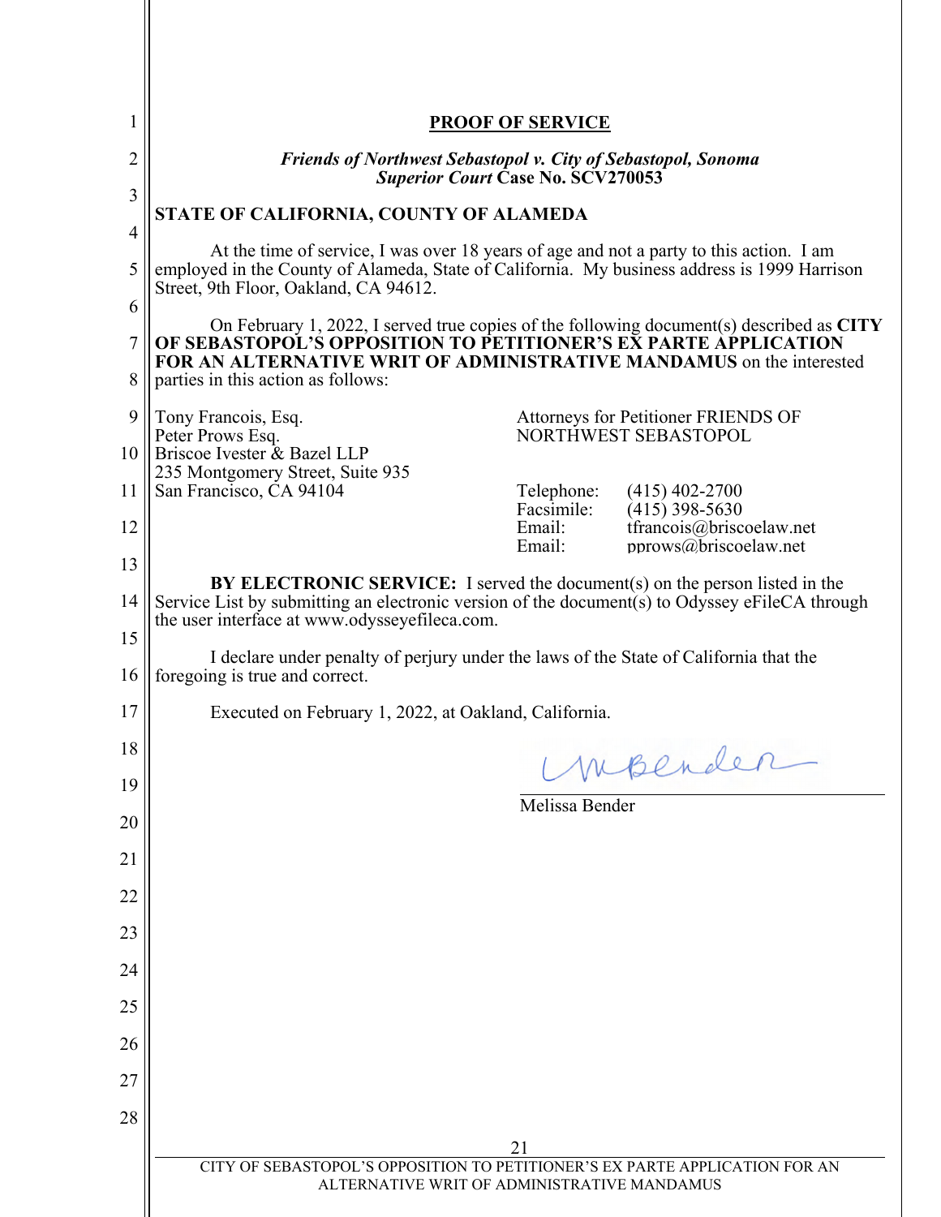# PROOF OF SERVICE

***Friends of Northwest Sebastopol v. City of Sebastopol, Sonoma Superior Court* Case No. SCV270053**

**STATE OF CALIFORNIA, COUNTY OF ALAMEDA**

At the time of service, I was over 18 years of age and not a party to this action. I am employed in the County of Alameda, State of California. My business address is 1999 Harrison Street, 9th Floor, Oakland, CA 94612.

On February 1, 2022, I served true copies of the following document(s) described as **CITY OF SEBASTOPOL'S OPPOSITION TO PETITIONER'S EX PARTE APPLICATION FOR AN ALTERNATIVE WRIT OF ADMINISTRATIVE MANDAMUS** on the interested parties in this action as follows:

| | |
|---|---|
| Tony Francois, Esq.<br>Peter Prows Esq.<br>Briscoe Ivester & Bazel LLP<br>235 Montgomery Street, Suite 935<br>San Francisco, CA 94104 | Attorneys for Petitioner FRIENDS OF NORTHWEST SEBASTOPOL<br><br>Telephone: (415) 402-2700<br>Facsimile: (415) 398-5630<br>Email: tfrancois@briscoelaw.net<br>Email: pprows@briscoelaw.net |

**BY ELECTRONIC SERVICE:** I served the document(s) on the person listed in the Service List by submitting an electronic version of the document(s) to Odyssey eFileCA through the user interface at www.odysseyefileca.com.

I declare under penalty of perjury under the laws of the State of California that the foregoing is true and correct.

Executed on February 1, 2022, at Oakland, California.

MBender

Melissa Bender